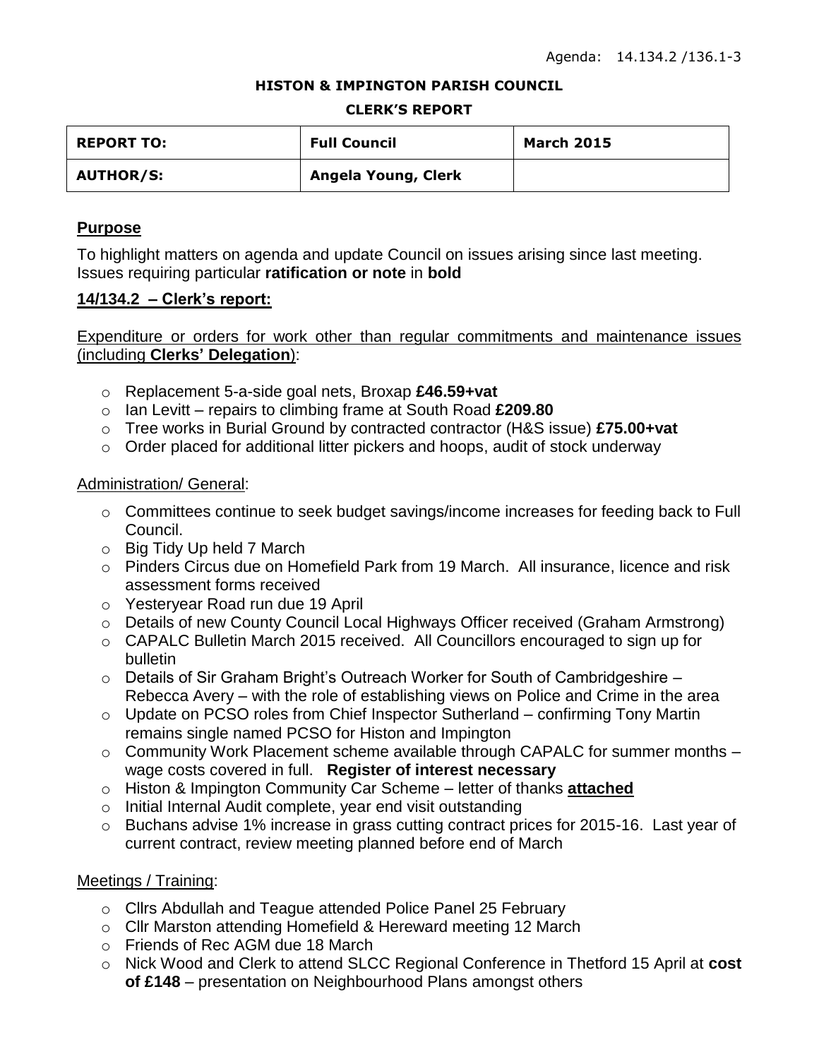Agenda: 14.134.2 /136.1-3

**HISTON & IMPINGTON PARISH COUNCIL**

**CLERK'S REPORT**

| **REPORT TO:** | **Full Council** | **March 2015** |
|---|---|---|
| **AUTHOR/S:** | **Angela Young, Clerk** | |

## Purpose

To highlight matters on agenda and update Council on issues arising since last meeting. Issues requiring particular **ratification or note** in **bold**

## 14/134.2 – Clerk's report:

Expenditure or orders for work other than regular commitments and maintenance issues (including **Clerks' Delegation**):

- Replacement 5-a-side goal nets, Broxap **£46.59+vat**
- Ian Levitt – repairs to climbing frame at South Road **£209.80**
- Tree works in Burial Ground by contracted contractor (H&S issue) **£75.00+vat**
- Order placed for additional litter pickers and hoops, audit of stock underway

Administration/ General:

- Committees continue to seek budget savings/income increases for feeding back to Full Council.
- Big Tidy Up held 7 March
- Pinders Circus due on Homefield Park from 19 March. All insurance, licence and risk assessment forms received
- Yesteryear Road run due 19 April
- Details of new County Council Local Highways Officer received (Graham Armstrong)
- CAPALC Bulletin March 2015 received. All Councillors encouraged to sign up for bulletin
- Details of Sir Graham Bright's Outreach Worker for South of Cambridgeshire – Rebecca Avery – with the role of establishing views on Police and Crime in the area
- Update on PCSO roles from Chief Inspector Sutherland – confirming Tony Martin remains single named PCSO for Histon and Impington
- Community Work Placement scheme available through CAPALC for summer months – wage costs covered in full. **Register of interest necessary**
- Histon & Impington Community Car Scheme – letter of thanks **attached**
- Initial Internal Audit complete, year end visit outstanding
- Buchans advise 1% increase in grass cutting contract prices for 2015-16. Last year of current contract, review meeting planned before end of March

Meetings / Training:

- Cllrs Abdullah and Teague attended Police Panel 25 February
- Cllr Marston attending Homefield & Hereward meeting 12 March
- Friends of Rec AGM due 18 March
- Nick Wood and Clerk to attend SLCC Regional Conference in Thetford 15 April at **cost of £148** – presentation on Neighbourhood Plans amongst others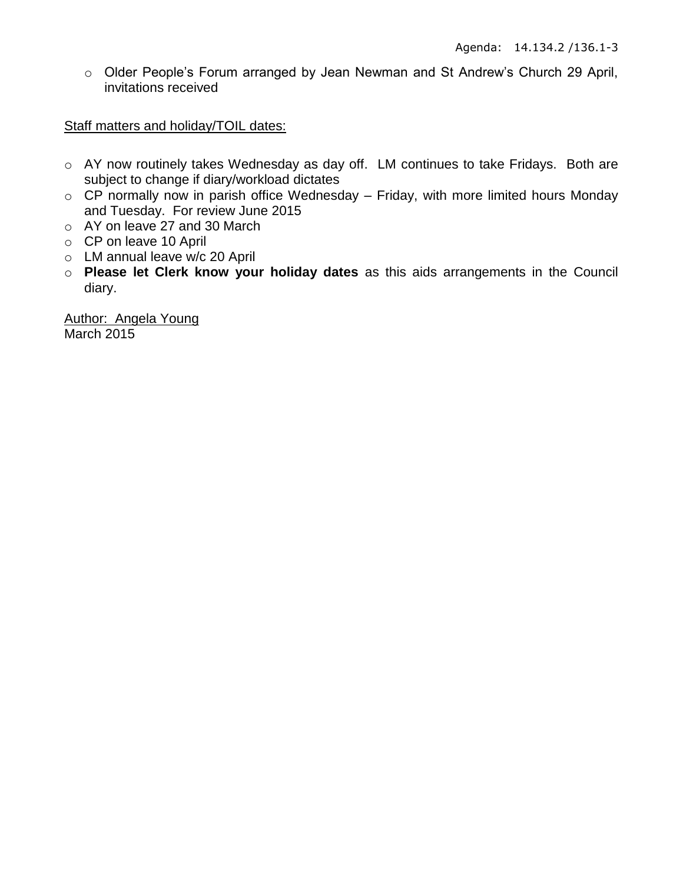- Older People's Forum arranged by Jean Newman and St Andrew's Church 29 April, invitations received

Staff matters and holiday/TOIL dates:

- AY now routinely takes Wednesday as day off. LM continues to take Fridays. Both are subject to change if diary/workload dictates
- CP normally now in parish office Wednesday – Friday, with more limited hours Monday and Tuesday. For review June 2015
- AY on leave 27 and 30 March
- CP on leave 10 April
- LM annual leave w/c 20 April
- **Please let Clerk know your holiday dates** as this aids arrangements in the Council diary.

Author: Angela Young
March 2015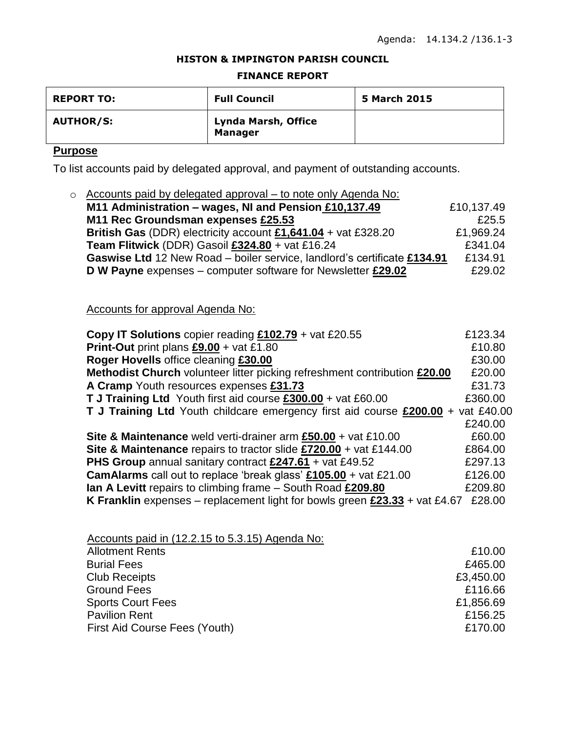Agenda: 14.134.2 /136.1-3

**HISTON & IMPINGTON PARISH COUNCIL**

**FINANCE REPORT**

| | | |
|---|---|---|
| **REPORT TO:** | **Full Council** | **5 March 2015** |
| **AUTHOR/S:** | **Lynda Marsh, Office Manager** | |

**Purpose**

To list accounts paid by delegated approval, and payment of outstanding accounts.

- Accounts paid by delegated approval – to note only Agenda No:

| | |
|---|---|
| **M11 Administration – wages, NI and Pension £10,137.49** | £10,137.49 |
| **M11 Rec Groundsman expenses £25.53** | £25.5 |
| **British Gas** (DDR) electricity account **£1,641.04** + vat £328.20 | £1,969.24 |
| **Team Flitwick** (DDR) Gasoil **£324.80** + vat £16.24 | £341.04 |
| **Gaswise Ltd** 12 New Road – boiler service, landlord's certificate **£134.91** | £134.91 |
| **D W Payne** expenses – computer software for Newsletter **£29.02** | £29.02 |

Accounts for approval Agenda No:

| | |
|---|---|
| **Copy IT Solutions** copier reading **£102.79** + vat £20.55 | £123.34 |
| **Print-Out** print plans **£9.00** + vat £1.80 | £10.80 |
| **Roger Hovells** office cleaning **£30.00** | £30.00 |
| **Methodist Church** volunteer litter picking refreshment contribution **£20.00** | £20.00 |
| **A Cramp** Youth resources expenses **£31.73** | £31.73 |
| **T J Training Ltd** Youth first aid course **£300.00** + vat £60.00 | £360.00 |
| **T J Training Ltd** Youth childcare emergency first aid course **£200.00** + vat £40.00 | £240.00 |
| **Site & Maintenance** weld verti-drainer arm **£50.00** + vat £10.00 | £60.00 |
| **Site & Maintenance** repairs to tractor slide **£720.00** + vat £144.00 | £864.00 |
| **PHS Group** annual sanitary contract **£247.61** + vat £49.52 | £297.13 |
| **CamAlarms** call out to replace 'break glass' **£105.00** + vat £21.00 | £126.00 |
| **Ian A Levitt** repairs to climbing frame – South Road **£209.80** | £209.80 |
| **K Franklin** expenses – replacement light for bowls green **£23.33** + vat £4.67 | £28.00 |

Accounts paid in (12.2.15 to 5.3.15) Agenda No:

| | |
|---|---|
| Allotment Rents | £10.00 |
| Burial Fees | £465.00 |
| Club Receipts | £3,450.00 |
| Ground Fees | £116.66 |
| Sports Court Fees | £1,856.69 |
| Pavilion Rent | £156.25 |
| First Aid Course Fees (Youth) | £170.00 |